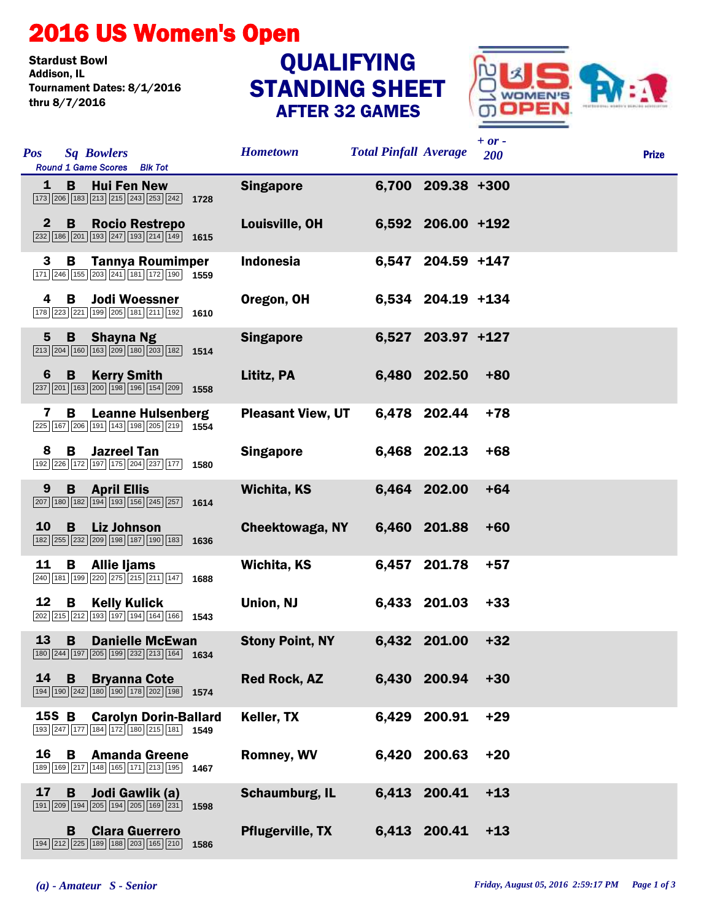# 2016 US Women's Open

**Stardust Bowl**
**Addison, IL**
**Tournament Dates: 8/1/2016 thru 8/7/2016**

## QUALIFYING STANDING SHEET
### AFTER 32 GAMES

| Pos | Sq | Bowlers | Round 1 Game Scores | Blk Tot | Hometown | Total Pinfall | Average | + or - 200 | Prize |
|---|---|---|---|---|---|---|---|---|---|
| 1 | B | Hui Fen New | 173 206 183 213 215 243 253 242 | 1728 | Singapore | 6,700 | 209.38 | +300 | |
| 2 | B | Rocio Restrepo | 232 186 201 193 247 193 214 149 | 1615 | Louisville, OH | 6,592 | 206.00 | +192 | |
| 3 | B | Tannya Roumimper | 171 246 155 203 241 181 172 190 | 1559 | Indonesia | 6,547 | 204.59 | +147 | |
| 4 | B | Jodi Woessner | 178 223 221 199 205 181 211 192 | 1610 | Oregon, OH | 6,534 | 204.19 | +134 | |
| 5 | B | Shayna Ng | 213 204 160 163 209 180 203 182 | 1514 | Singapore | 6,527 | 203.97 | +127 | |
| 6 | B | Kerry Smith | 237 201 163 200 198 196 154 209 | 1558 | Lititz, PA | 6,480 | 202.50 | +80 | |
| 7 | B | Leanne Hulsenberg | 225 167 206 191 143 198 205 219 | 1554 | Pleasant View, UT | 6,478 | 202.44 | +78 | |
| 8 | B | Jazreel Tan | 192 226 172 197 175 204 237 177 | 1580 | Singapore | 6,468 | 202.13 | +68 | |
| 9 | B | April Ellis | 207 180 182 194 193 156 245 257 | 1614 | Wichita, KS | 6,464 | 202.00 | +64 | |
| 10 | B | Liz Johnson | 182 255 232 209 198 187 190 183 | 1636 | Cheektowaga, NY | 6,460 | 201.88 | +60 | |
| 11 | B | Allie Ijams | 240 181 199 220 275 215 211 147 | 1688 | Wichita, KS | 6,457 | 201.78 | +57 | |
| 12 | B | Kelly Kulick | 202 215 212 193 197 194 164 166 | 1543 | Union, NJ | 6,433 | 201.03 | +33 | |
| 13 | B | Danielle McEwan | 180 244 197 205 199 232 213 164 | 1634 | Stony Point, NY | 6,432 | 201.00 | +32 | |
| 14 | B | Bryanna Cote | 194 190 242 180 190 178 202 198 | 1574 | Red Rock, AZ | 6,430 | 200.94 | +30 | |
| 15S | B | Carolyn Dorin-Ballard | 193 247 177 184 172 180 215 181 | 1549 | Keller, TX | 6,429 | 200.91 | +29 | |
| 16 | B | Amanda Greene | 189 169 217 148 165 171 213 195 | 1467 | Romney, WV | 6,420 | 200.63 | +20 | |
| 17 | B | Jodi Gawlik (a) | 191 209 194 205 194 205 169 231 | 1598 | Schaumburg, IL | 6,413 | 200.41 | +13 | |
| | B | Clara Guerrero | 194 212 225 189 188 203 165 210 | 1586 | Pflugerville, TX | 6,413 | 200.41 | +13 | |

*(a) - Amateur S - Senior*

*Friday, August 05, 2016 2:59:17 PM*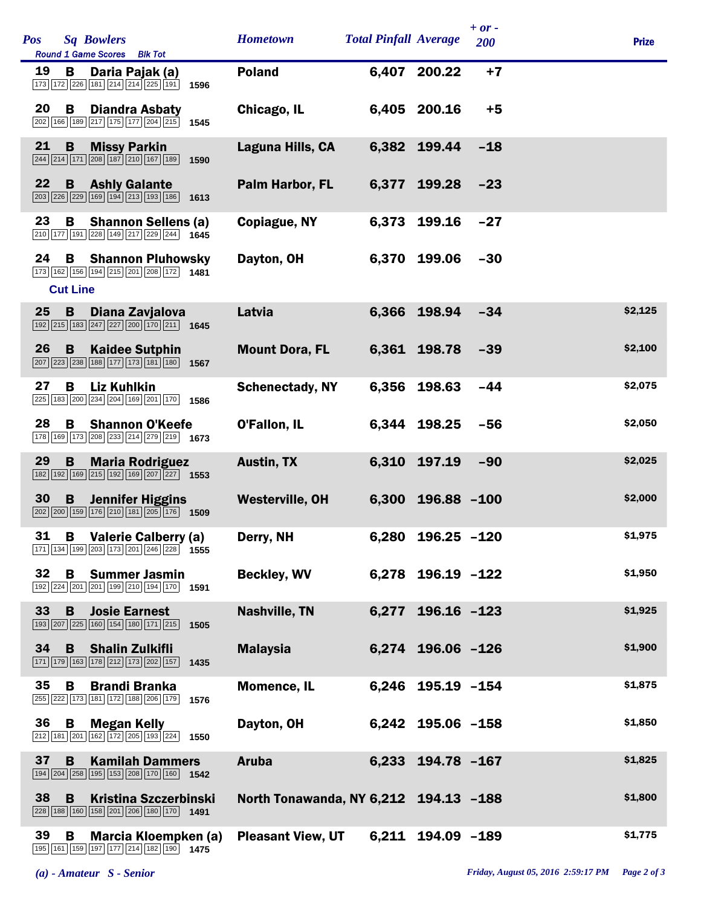| Pos | Sq | Bowlers | Round 1 Game Scores | Blk Tot | Hometown | Total Pinfall | Average | + or - 200 | Prize |
|---|---|---|---|---|---|---|---|---|---|
| 19 | B | Daria Pajak (a) | 173 172 226 181 214 214 225 191 | 1596 | Poland | 6,407 | 200.22 | +7 | |
| 20 | B | Diandra Asbaty | 202 166 189 217 175 177 204 215 | 1545 | Chicago, IL | 6,405 | 200.16 | +5 | |
| 21 | B | Missy Parkin | 244 214 171 208 187 210 167 189 | 1590 | Laguna Hills, CA | 6,382 | 199.44 | -18 | |
| 22 | B | Ashly Galante | 203 226 229 169 194 213 193 186 | 1613 | Palm Harbor, FL | 6,377 | 199.28 | -23 | |
| 23 | B | Shannon Sellens (a) | 210 177 191 228 149 217 229 244 | 1645 | Copiague, NY | 6,373 | 199.16 | -27 | |
| 24 | B | Shannon Pluhowsky | 173 162 156 194 215 201 208 172 | 1481 | Dayton, OH | 6,370 | 199.06 | -30 | |
| **Cut Line** | | | | | | | | | |
| 25 | B | Diana Zavjalova | 192 215 183 247 227 200 170 211 | 1645 | Latvia | 6,366 | 198.94 | -34 | $2,125 |
| 26 | B | Kaidee Sutphin | 207 223 238 188 177 173 181 180 | 1567 | Mount Dora, FL | 6,361 | 198.78 | -39 | $2,100 |
| 27 | B | Liz Kuhlkin | 225 183 200 234 204 169 201 170 | 1586 | Schenectady, NY | 6,356 | 198.63 | -44 | $2,075 |
| 28 | B | Shannon O'Keefe | 178 169 173 208 233 214 279 219 | 1673 | O'Fallon, IL | 6,344 | 198.25 | -56 | $2,050 |
| 29 | B | Maria Rodriguez | 182 192 169 215 192 169 207 227 | 1553 | Austin, TX | 6,310 | 197.19 | -90 | $2,025 |
| 30 | B | Jennifer Higgins | 202 200 159 176 210 181 205 176 | 1509 | Westerville, OH | 6,300 | 196.88 | -100 | $2,000 |
| 31 | B | Valerie Calberry (a) | 171 134 199 203 173 201 246 228 | 1555 | Derry, NH | 6,280 | 196.25 | -120 | $1,975 |
| 32 | B | Summer Jasmin | 192 224 201 201 199 210 194 170 | 1591 | Beckley, WV | 6,278 | 196.19 | -122 | $1,950 |
| 33 | B | Josie Earnest | 193 207 225 160 154 180 171 215 | 1505 | Nashville, TN | 6,277 | 196.16 | -123 | $1,925 |
| 34 | B | Shalin Zulkifli | 171 179 163 178 212 173 202 157 | 1435 | Malaysia | 6,274 | 196.06 | -126 | $1,900 |
| 35 | B | Brandi Branka | 255 222 173 181 172 188 206 179 | 1576 | Momence, IL | 6,246 | 195.19 | -154 | $1,875 |
| 36 | B | Megan Kelly | 212 181 201 162 172 205 193 224 | 1550 | Dayton, OH | 6,242 | 195.06 | -158 | $1,850 |
| 37 | B | Kamilah Dammers | 194 204 258 195 153 208 170 160 | 1542 | Aruba | 6,233 | 194.78 | -167 | $1,825 |
| 38 | B | Kristina Szczerbinski | 228 188 160 158 201 206 180 170 | 1491 | North Tonawanda, NY | 6,212 | 194.13 | -188 | $1,800 |
| 39 | B | Marcia Kloempken (a) | 195 161 159 197 177 214 182 190 | 1475 | Pleasant View, UT | 6,211 | 194.09 | -189 | $1,775 |

*(a) - Amateur S - Senior*

*Friday, August 05, 2016 2:59:17 PM*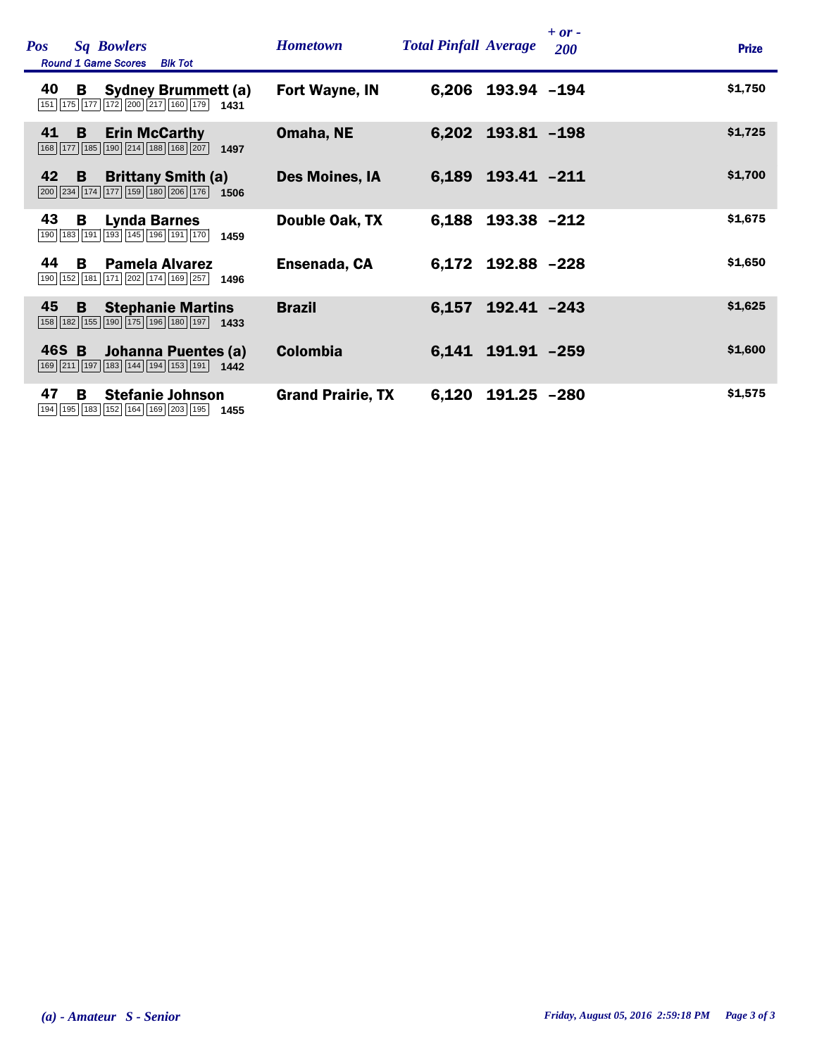| Pos | Sq | Bowlers | Round 1 Game Scores | Blk Tot | Hometown | Total Pinfall | Average | + or - 200 | Prize |
|---|---|---|---|---|---|---|---|---|---|
| 40 | B | Sydney Brummett (a) | 151 175 177 172 200 217 160 179 | 1431 | Fort Wayne, IN | 6,206 | 193.94 | -194 | $1,750 |
| 41 | B | Erin McCarthy | 168 177 185 190 214 188 168 207 | 1497 | Omaha, NE | 6,202 | 193.81 | -198 | $1,725 |
| 42 | B | Brittany Smith (a) | 200 234 174 177 159 180 206 176 | 1506 | Des Moines, IA | 6,189 | 193.41 | -211 | $1,700 |
| 43 | B | Lynda Barnes | 190 183 191 193 145 196 191 170 | 1459 | Double Oak, TX | 6,188 | 193.38 | -212 | $1,675 |
| 44 | B | Pamela Alvarez | 190 152 181 171 202 174 169 257 | 1496 | Ensenada, CA | 6,172 | 192.88 | -228 | $1,650 |
| 45 | B | Stephanie Martins | 158 182 155 190 175 196 180 197 | 1433 | Brazil | 6,157 | 192.41 | -243 | $1,625 |
| 46S | B | Johanna Puentes (a) | 169 211 197 183 144 194 153 191 | 1442 | Colombia | 6,141 | 191.91 | -259 | $1,600 |
| 47 | B | Stefanie Johnson | 194 195 183 152 164 169 203 195 | 1455 | Grand Prairie, TX | 6,120 | 191.25 | -280 | $1,575 |

*(a) - Amateur S - Senior*